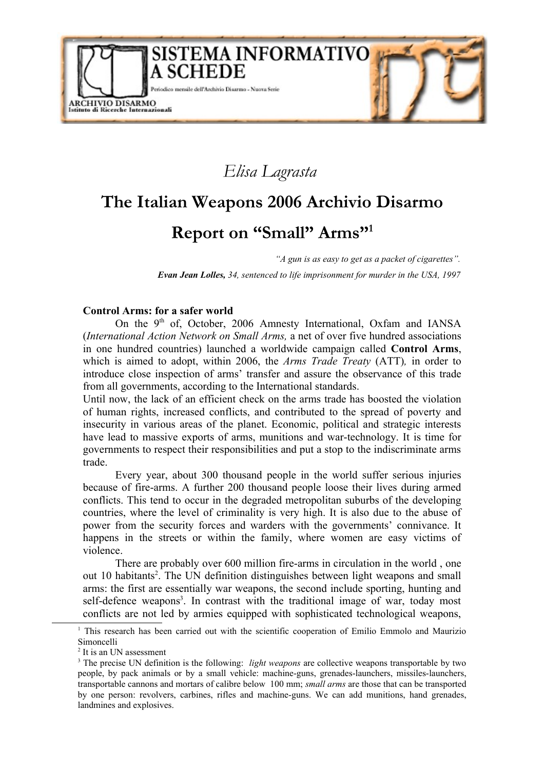*Elisa Lagrasta*

# The Italian Weapons 2006 Archivio Disarmo Report on "Small" Arms[1]

*"A gun is as easy to get as a packet of cigarettes".*

***Evan Jean Lolles,*** *34, sentenced to life imprisonment for murder in the USA, 1997*

**Control Arms: for a safer world**

On the 9th of, October, 2006 Amnesty International, Oxfam and IANSA (*International Action Network on Small Arms,* a net of over five hundred associations in one hundred countries) launched a worldwide campaign called **Control Arms**, which is aimed to adopt, within 2006, the *Arms Trade Treaty* (ATT)*,* in order to introduce close inspection of arms' transfer and assure the observance of this trade from all governments, according to the International standards.

Until now, the lack of an efficient check on the arms trade has boosted the violation of human rights, increased conflicts, and contributed to the spread of poverty and insecurity in various areas of the planet. Economic, political and strategic interests have lead to massive exports of arms, munitions and war-technology. It is time for governments to respect their responsibilities and put a stop to the indiscriminate arms trade.

Every year, about 300 thousand people in the world suffer serious injuries because of fire-arms. A further 200 thousand people loose their lives during armed conflicts. This tend to occur in the degraded metropolitan suburbs of the developing countries, where the level of criminality is very high. It is also due to the abuse of power from the security forces and warders with the governments' connivance. It happens in the streets or within the family, where women are easy victims of violence.

There are probably over 600 million fire-arms in circulation in the world , one out 10 habitants[2]. The UN definition distinguishes between light weapons and small arms: the first are essentially war weapons, the second include sporting, hunting and self-defence weapons[3]. In contrast with the traditional image of war, today most conflicts are not led by armies equipped with sophisticated technological weapons,

---

[1] This research has been carried out with the scientific cooperation of Emilio Emmolo and Maurizio Simoncelli

[2] It is an UN assessment

[3] The precise UN definition is the following: *light weapons* are collective weapons transportable by two people, by pack animals or by a small vehicle: machine-guns, grenades-launchers, missiles-launchers, transportable cannons and mortars of calibre below 100 mm; *small arms* are those that can be transported by one person: revolvers, carbines, rifles and machine-guns. We can add munitions, hand grenades, landmines and explosives.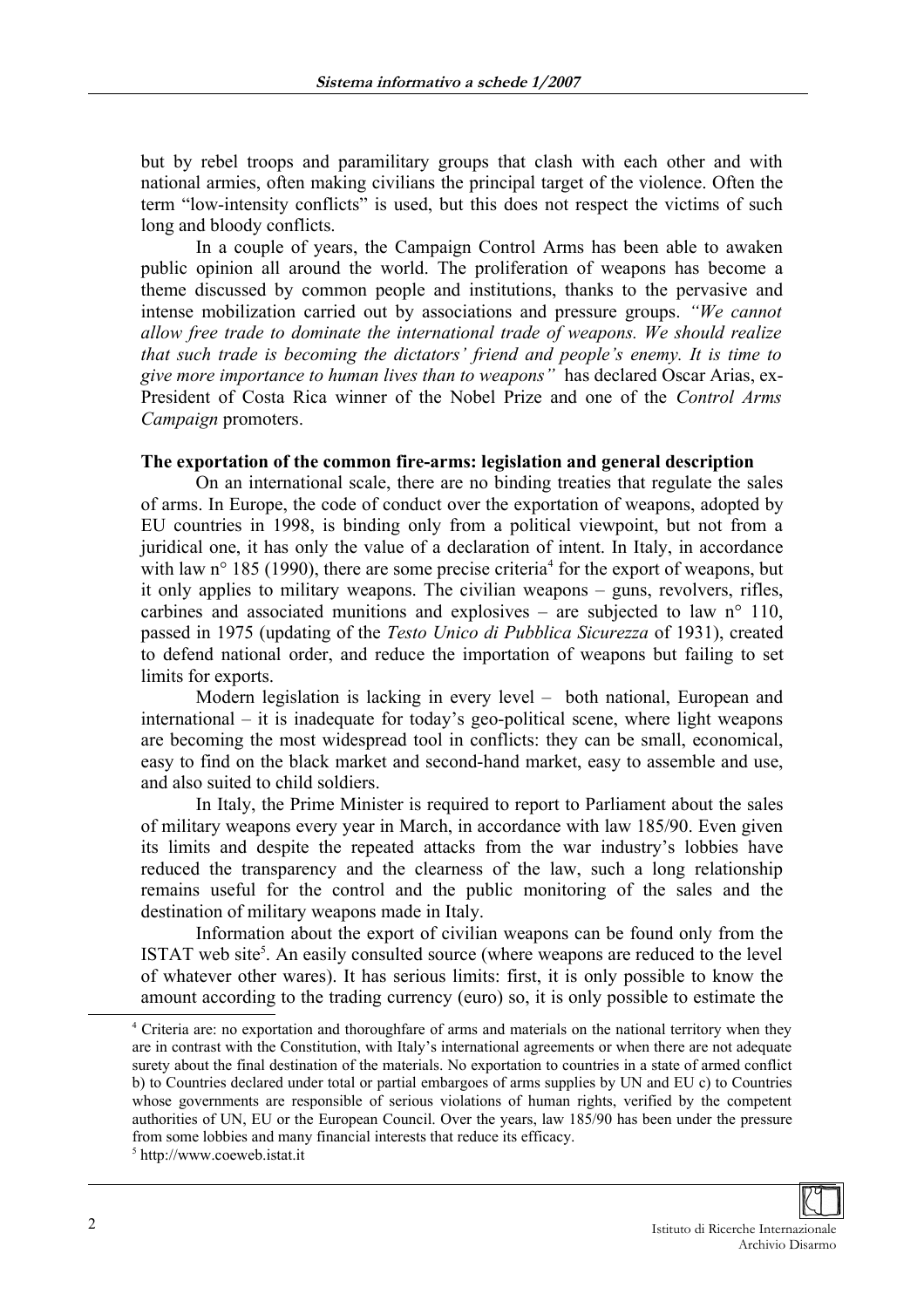but by rebel troops and paramilitary groups that clash with each other and with national armies, often making civilians the principal target of the violence. Often the term "low-intensity conflicts" is used, but this does not respect the victims of such long and bloody conflicts.

In a couple of years, the Campaign Control Arms has been able to awaken public opinion all around the world. The proliferation of weapons has become a theme discussed by common people and institutions, thanks to the pervasive and intense mobilization carried out by associations and pressure groups. *"We cannot allow free trade to dominate the international trade of weapons. We should realize that such trade is becoming the dictators' friend and people's enemy. It is time to give more importance to human lives than to weapons"* has declared Oscar Arias, ex-President of Costa Rica winner of the Nobel Prize and one of the *Control Arms Campaign* promoters.

**The exportation of the common fire-arms: legislation and general description**

On an international scale, there are no binding treaties that regulate the sales of arms. In Europe, the code of conduct over the exportation of weapons, adopted by EU countries in 1998, is binding only from a political viewpoint, but not from a juridical one, it has only the value of a declaration of intent. In Italy, in accordance with law n° 185 (1990), there are some precise criteria[4] for the export of weapons, but it only applies to military weapons. The civilian weapons – guns, revolvers, rifles, carbines and associated munitions and explosives – are subjected to law n° 110, passed in 1975 (updating of the *Testo Unico di Pubblica Sicurezza* of 1931), created to defend national order, and reduce the importation of weapons but failing to set limits for exports.

Modern legislation is lacking in every level – both national, European and international – it is inadequate for today's geo-political scene, where light weapons are becoming the most widespread tool in conflicts: they can be small, economical, easy to find on the black market and second-hand market, easy to assemble and use, and also suited to child soldiers.

In Italy, the Prime Minister is required to report to Parliament about the sales of military weapons every year in March, in accordance with law 185/90. Even given its limits and despite the repeated attacks from the war industry's lobbies have reduced the transparency and the clearness of the law, such a long relationship remains useful for the control and the public monitoring of the sales and the destination of military weapons made in Italy.

Information about the export of civilian weapons can be found only from the ISTAT web site[5]. An easily consulted source (where weapons are reduced to the level of whatever other wares). It has serious limits: first, it is only possible to know the amount according to the trading currency (euro) so, it is only possible to estimate the

---

[4] Criteria are: no exportation and thoroughfare of arms and materials on the national territory when they are in contrast with the Constitution, with Italy's international agreements or when there are not adequate surety about the final destination of the materials. No exportation to countries in a state of armed conflict b) to Countries declared under total or partial embargoes of arms supplies by UN and EU c) to Countries whose governments are responsible of serious violations of human rights, verified by the competent authorities of UN, EU or the European Council. Over the years, law 185/90 has been under the pressure from some lobbies and many financial interests that reduce its efficacy.

[5] http://www.coeweb.istat.it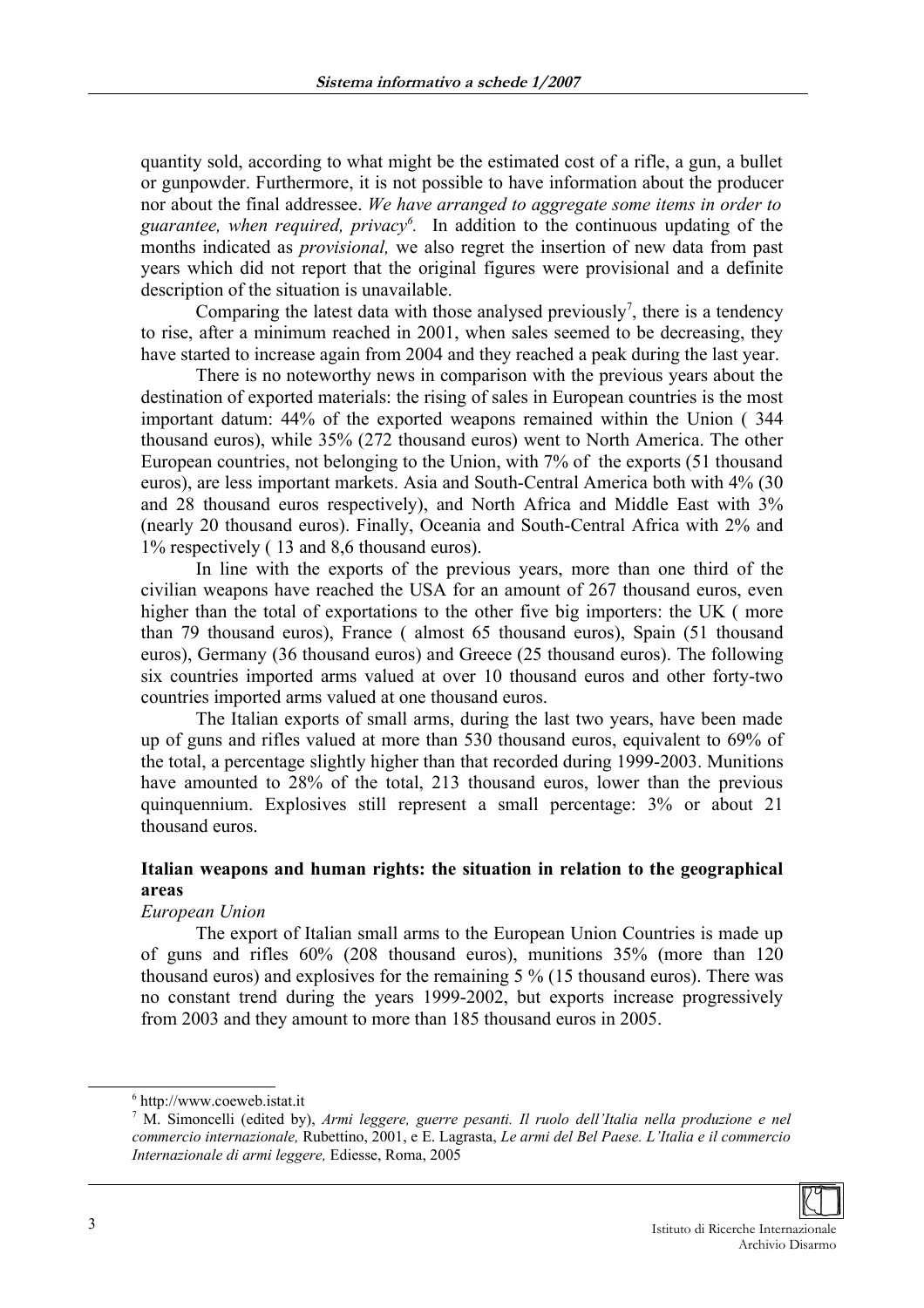quantity sold, according to what might be the estimated cost of a rifle, a gun, a bullet or gunpowder. Furthermore, it is not possible to have information about the producer nor about the final addressee. *We have arranged to aggregate some items in order to guarantee, when required, privacy*[6]. In addition to the continuous updating of the months indicated as *provisional,* we also regret the insertion of new data from past years which did not report that the original figures were provisional and a definite description of the situation is unavailable.

Comparing the latest data with those analysed previously[7], there is a tendency to rise, after a minimum reached in 2001, when sales seemed to be decreasing, they have started to increase again from 2004 and they reached a peak during the last year.

There is no noteworthy news in comparison with the previous years about the destination of exported materials: the rising of sales in European countries is the most important datum: 44% of the exported weapons remained within the Union ( 344 thousand euros), while 35% (272 thousand euros) went to North America. The other European countries, not belonging to the Union, with 7% of the exports (51 thousand euros), are less important markets. Asia and South-Central America both with 4% (30 and 28 thousand euros respectively), and North Africa and Middle East with 3% (nearly 20 thousand euros). Finally, Oceania and South-Central Africa with 2% and 1% respectively ( 13 and 8,6 thousand euros).

In line with the exports of the previous years, more than one third of the civilian weapons have reached the USA for an amount of 267 thousand euros, even higher than the total of exportations to the other five big importers: the UK ( more than 79 thousand euros), France ( almost 65 thousand euros), Spain (51 thousand euros), Germany (36 thousand euros) and Greece (25 thousand euros). The following six countries imported arms valued at over 10 thousand euros and other forty-two countries imported arms valued at one thousand euros.

The Italian exports of small arms, during the last two years, have been made up of guns and rifles valued at more than 530 thousand euros, equivalent to 69% of the total, a percentage slightly higher than that recorded during 1999-2003. Munitions have amounted to 28% of the total, 213 thousand euros, lower than the previous quinquennium. Explosives still represent a small percentage: 3% or about 21 thousand euros.

## Italian weapons and human rights: the situation in relation to the geographical areas

*European Union*

The export of Italian small arms to the European Union Countries is made up of guns and rifles 60% (208 thousand euros), munitions 35% (more than 120 thousand euros) and explosives for the remaining 5 % (15 thousand euros). There was no constant trend during the years 1999-2002, but exports increase progressively from 2003 and they amount to more than 185 thousand euros in 2005.

---

[6] http://www.coeweb.istat.it

[7] M. Simoncelli (edited by), *Armi leggere, guerre pesanti. Il ruolo dell'Italia nella produzione e nel commercio internazionale,* Rubettino, 2001, e E. Lagrasta, *Le armi del Bel Paese. L'Italia e il commercio Internazionale di armi leggere,* Ediesse, Roma, 2005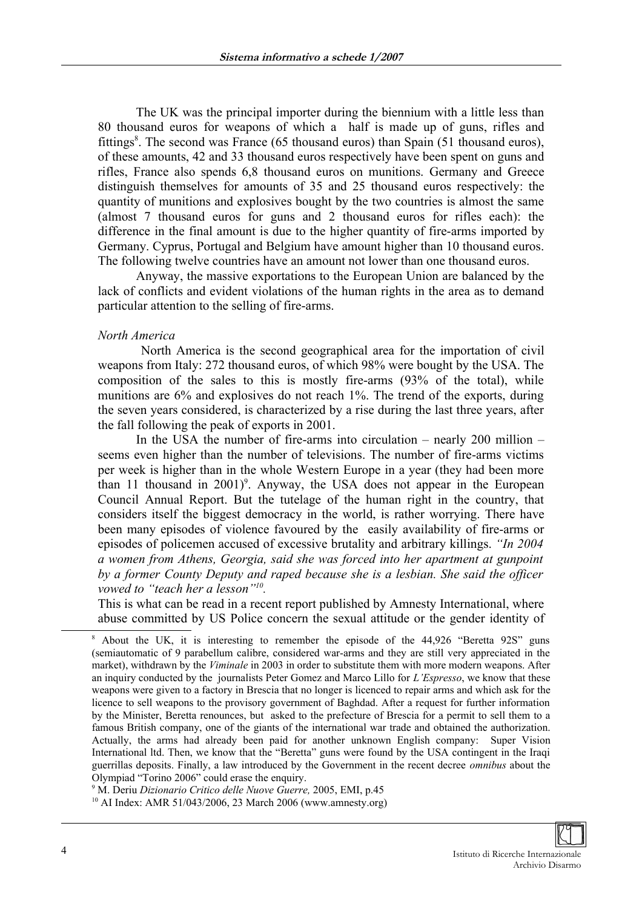The UK was the principal importer during the biennium with a little less than 80 thousand euros for weapons of which a half is made up of guns, rifles and fittings[8]. The second was France (65 thousand euros) than Spain (51 thousand euros), of these amounts, 42 and 33 thousand euros respectively have been spent on guns and rifles, France also spends 6,8 thousand euros on munitions. Germany and Greece distinguish themselves for amounts of 35 and 25 thousand euros respectively: the quantity of munitions and explosives bought by the two countries is almost the same (almost 7 thousand euros for guns and 2 thousand euros for rifles each): the difference in the final amount is due to the higher quantity of fire-arms imported by Germany. Cyprus, Portugal and Belgium have amount higher than 10 thousand euros. The following twelve countries have an amount not lower than one thousand euros.

Anyway, the massive exportations to the European Union are balanced by the lack of conflicts and evident violations of the human rights in the area as to demand particular attention to the selling of fire-arms.

*North America*

North America is the second geographical area for the importation of civil weapons from Italy: 272 thousand euros, of which 98% were bought by the USA. The composition of the sales to this is mostly fire-arms (93% of the total), while munitions are 6% and explosives do not reach 1%. The trend of the exports, during the seven years considered, is characterized by a rise during the last three years, after the fall following the peak of exports in 2001.

In the USA the number of fire-arms into circulation – nearly 200 million – seems even higher than the number of televisions. The number of fire-arms victims per week is higher than in the whole Western Europe in a year (they had been more than 11 thousand in 2001)[9]. Anyway, the USA does not appear in the European Council Annual Report. But the tutelage of the human right in the country, that considers itself the biggest democracy in the world, is rather worrying. There have been many episodes of violence favoured by the easily availability of fire-arms or episodes of policemen accused of excessive brutality and arbitrary killings. *"In 2004 a women from Athens, Georgia, said she was forced into her apartment at gunpoint by a former County Deputy and raped because she is a lesbian. She said the officer vowed to "teach her a lesson"*[10].

This is what can be read in a recent report published by Amnesty International, where abuse committed by US Police concern the sexual attitude or the gender identity of

---

[8] About the UK, it is interesting to remember the episode of the 44,926 "Beretta 92S" guns (semiautomatic of 9 parabellum calibre, considered war-arms and they are still very appreciated in the market), withdrawn by the *Viminale* in 2003 in order to substitute them with more modern weapons. After an inquiry conducted by the journalists Peter Gomez and Marco Lillo for *L'Espresso*, we know that these weapons were given to a factory in Brescia that no longer is licenced to repair arms and which ask for the licence to sell weapons to the provisory government of Baghdad. After a request for further information by the Minister, Beretta renounces, but asked to the prefecture of Brescia for a permit to sell them to a famous British company, one of the giants of the international war trade and obtained the authorization. Actually, the arms had already been paid for another unknown English company: Super Vision International ltd. Then, we know that the "Beretta" guns were found by the USA contingent in the Iraqi guerrillas deposits. Finally, a law introduced by the Government in the recent decree *omnibus* about the Olympiad "Torino 2006" could erase the enquiry.

[9] M. Deriu *Dizionario Critico delle Nuove Guerre,* 2005, EMI, p.45

[10] AI Index: AMR 51/043/2006, 23 March 2006 (www.amnesty.org)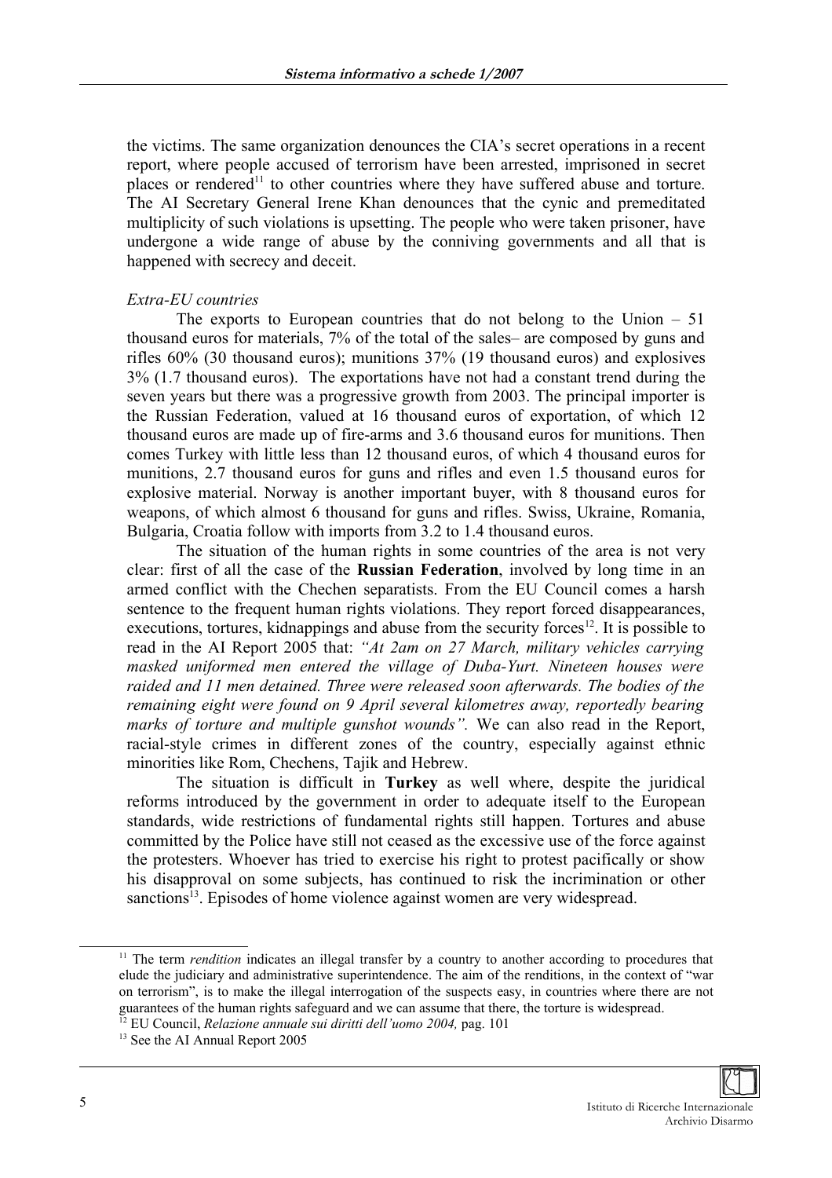the victims. The same organization denounces the CIA's secret operations in a recent report, where people accused of terrorism have been arrested, imprisoned in secret places or rendered[11] to other countries where they have suffered abuse and torture. The AI Secretary General Irene Khan denounces that the cynic and premeditated multiplicity of such violations is upsetting. The people who were taken prisoner, have undergone a wide range of abuse by the conniving governments and all that is happened with secrecy and deceit.

*Extra-EU countries*

The exports to European countries that do not belong to the Union – 51 thousand euros for materials, 7% of the total of the sales– are composed by guns and rifles 60% (30 thousand euros); munitions 37% (19 thousand euros) and explosives 3% (1.7 thousand euros). The exportations have not had a constant trend during the seven years but there was a progressive growth from 2003. The principal importer is the Russian Federation, valued at 16 thousand euros of exportation, of which 12 thousand euros are made up of fire-arms and 3.6 thousand euros for munitions. Then comes Turkey with little less than 12 thousand euros, of which 4 thousand euros for munitions, 2.7 thousand euros for guns and rifles and even 1.5 thousand euros for explosive material. Norway is another important buyer, with 8 thousand euros for weapons, of which almost 6 thousand for guns and rifles. Swiss, Ukraine, Romania, Bulgaria, Croatia follow with imports from 3.2 to 1.4 thousand euros.

The situation of the human rights in some countries of the area is not very clear: first of all the case of the **Russian Federation**, involved by long time in an armed conflict with the Chechen separatists. From the EU Council comes a harsh sentence to the frequent human rights violations. They report forced disappearances, executions, tortures, kidnappings and abuse from the security forces[12]. It is possible to read in the AI Report 2005 that: *"At 2am on 27 March, military vehicles carrying masked uniformed men entered the village of Duba-Yurt. Nineteen houses were raided and 11 men detained. Three were released soon afterwards. The bodies of the remaining eight were found on 9 April several kilometres away, reportedly bearing marks of torture and multiple gunshot wounds".* We can also read in the Report, racial-style crimes in different zones of the country, especially against ethnic minorities like Rom, Chechens, Tajik and Hebrew.

The situation is difficult in **Turkey** as well where, despite the juridical reforms introduced by the government in order to adequate itself to the European standards, wide restrictions of fundamental rights still happen. Tortures and abuse committed by the Police have still not ceased as the excessive use of the force against the protesters. Whoever has tried to exercise his right to protest pacifically or show his disapproval on some subjects, has continued to risk the incrimination or other sanctions[13]. Episodes of home violence against women are very widespread.

---

[11] The term *rendition* indicates an illegal transfer by a country to another according to procedures that elude the judiciary and administrative superintendence. The aim of the renditions, in the context of "war on terrorism", is to make the illegal interrogation of the suspects easy, in countries where there are not guarantees of the human rights safeguard and we can assume that there, the torture is widespread.

[12] EU Council, *Relazione annuale sui diritti dell'uomo 2004,* pag. 101

[13] See the AI Annual Report 2005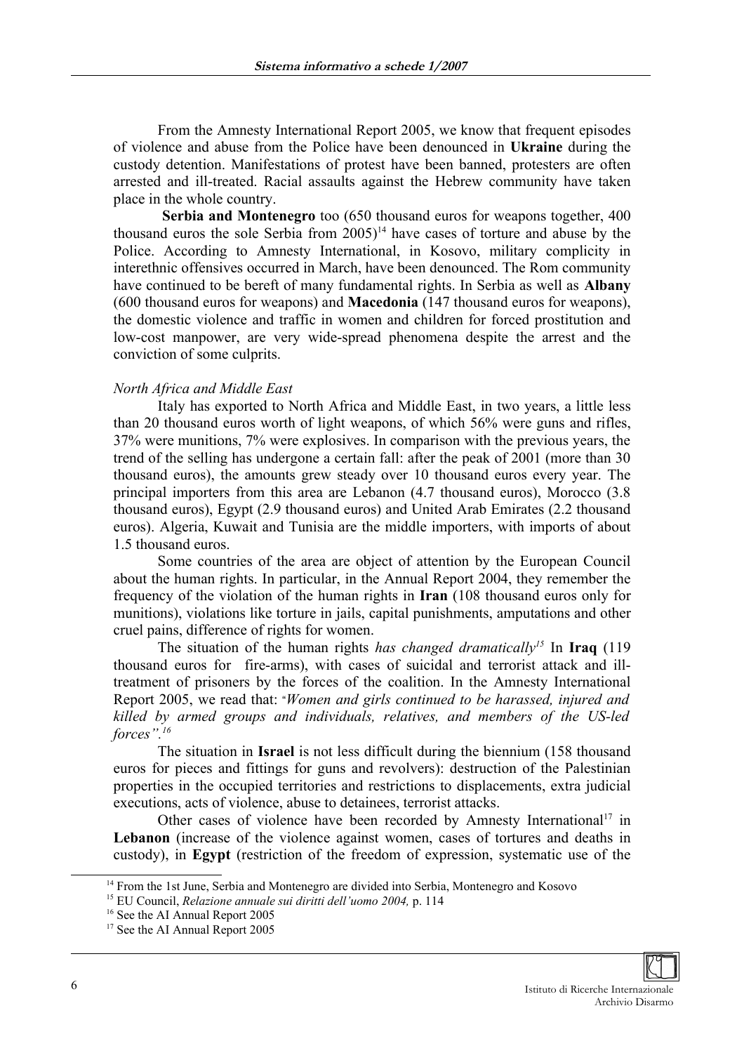From the Amnesty International Report 2005, we know that frequent episodes of violence and abuse from the Police have been denounced in **Ukraine** during the custody detention. Manifestations of protest have been banned, protesters are often arrested and ill-treated. Racial assaults against the Hebrew community have taken place in the whole country.

**Serbia and Montenegro** too (650 thousand euros for weapons together, 400 thousand euros the sole Serbia from 2005)[14] have cases of torture and abuse by the Police. According to Amnesty International, in Kosovo, military complicity in interethnic offensives occurred in March, have been denounced. The Rom community have continued to be bereft of many fundamental rights. In Serbia as well as **Albany** (600 thousand euros for weapons) and **Macedonia** (147 thousand euros for weapons), the domestic violence and traffic in women and children for forced prostitution and low-cost manpower, are very wide-spread phenomena despite the arrest and the conviction of some culprits.

*North Africa and Middle East*

Italy has exported to North Africa and Middle East, in two years, a little less than 20 thousand euros worth of light weapons, of which 56% were guns and rifles, 37% were munitions, 7% were explosives. In comparison with the previous years, the trend of the selling has undergone a certain fall: after the peak of 2001 (more than 30 thousand euros), the amounts grew steady over 10 thousand euros every year. The principal importers from this area are Lebanon (4.7 thousand euros), Morocco (3.8 thousand euros), Egypt (2.9 thousand euros) and United Arab Emirates (2.2 thousand euros). Algeria, Kuwait and Tunisia are the middle importers, with imports of about 1.5 thousand euros.

Some countries of the area are object of attention by the European Council about the human rights. In particular, in the Annual Report 2004, they remember the frequency of the violation of the human rights in **Iran** (108 thousand euros only for munitions), violations like torture in jails, capital punishments, amputations and other cruel pains, difference of rights for women.

The situation of the human rights *has changed dramatically*[15] In **Iraq** (119 thousand euros for fire-arms), with cases of suicidal and terrorist attack and ill-treatment of prisoners by the forces of the coalition. In the Amnesty International Report 2005, we read that: "*Women and girls continued to be harassed, injured and killed by armed groups and individuals, relatives, and members of the US-led forces".*[16]

The situation in **Israel** is not less difficult during the biennium (158 thousand euros for pieces and fittings for guns and revolvers): destruction of the Palestinian properties in the occupied territories and restrictions to displacements, extra judicial executions, acts of violence, abuse to detainees, terrorist attacks.

Other cases of violence have been recorded by Amnesty International[17] in **Lebanon** (increase of the violence against women, cases of tortures and deaths in custody), in **Egypt** (restriction of the freedom of expression, systematic use of the

---

[14] From the 1st June, Serbia and Montenegro are divided into Serbia, Montenegro and Kosovo

[15] EU Council, *Relazione annuale sui diritti dell'uomo 2004,* p. 114

[16] See the AI Annual Report 2005

[17] See the AI Annual Report 2005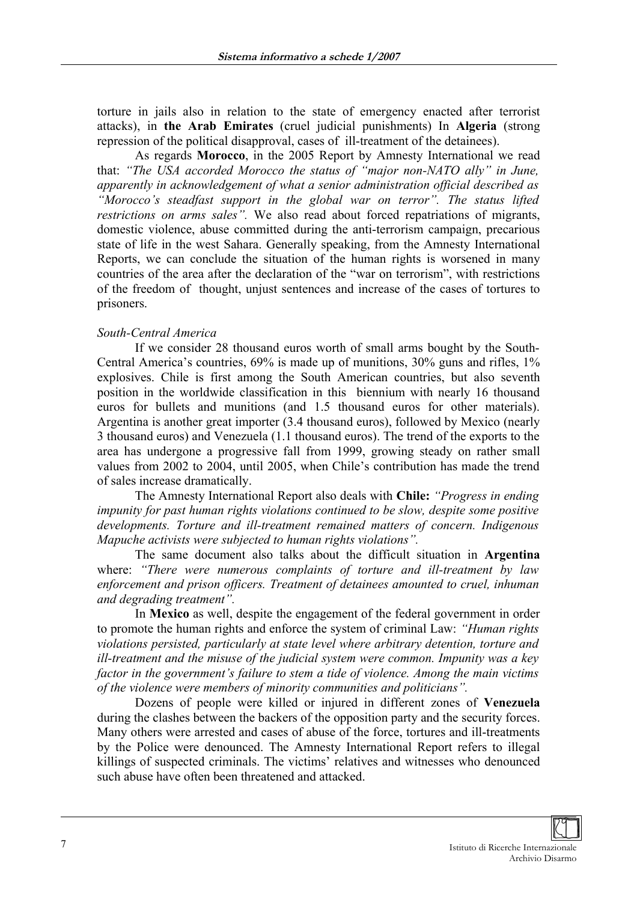torture in jails also in relation to the state of emergency enacted after terrorist attacks), in **the Arab Emirates** (cruel judicial punishments) In **Algeria** (strong repression of the political disapproval, cases of ill-treatment of the detainees).

As regards **Morocco**, in the 2005 Report by Amnesty International we read that: *"The USA accorded Morocco the status of "major non-NATO ally" in June, apparently in acknowledgement of what a senior administration official described as "Morocco's steadfast support in the global war on terror". The status lifted restrictions on arms sales".* We also read about forced repatriations of migrants, domestic violence, abuse committed during the anti-terrorism campaign, precarious state of life in the west Sahara. Generally speaking, from the Amnesty International Reports, we can conclude the situation of the human rights is worsened in many countries of the area after the declaration of the "war on terrorism", with restrictions of the freedom of thought, unjust sentences and increase of the cases of tortures to prisoners.

*South-Central America*

If we consider 28 thousand euros worth of small arms bought by the South-Central America's countries, 69% is made up of munitions, 30% guns and rifles, 1% explosives. Chile is first among the South American countries, but also seventh position in the worldwide classification in this biennium with nearly 16 thousand euros for bullets and munitions (and 1.5 thousand euros for other materials). Argentina is another great importer (3.4 thousand euros), followed by Mexico (nearly 3 thousand euros) and Venezuela (1.1 thousand euros). The trend of the exports to the area has undergone a progressive fall from 1999, growing steady on rather small values from 2002 to 2004, until 2005, when Chile's contribution has made the trend of sales increase dramatically.

The Amnesty International Report also deals with **Chile:** *"Progress in ending impunity for past human rights violations continued to be slow, despite some positive developments. Torture and ill-treatment remained matters of concern. Indigenous Mapuche activists were subjected to human rights violations".*

The same document also talks about the difficult situation in **Argentina** where: *"There were numerous complaints of torture and ill-treatment by law enforcement and prison officers. Treatment of detainees amounted to cruel, inhuman and degrading treatment".*

In **Mexico** as well, despite the engagement of the federal government in order to promote the human rights and enforce the system of criminal Law: *"Human rights violations persisted, particularly at state level where arbitrary detention, torture and ill-treatment and the misuse of the judicial system were common. Impunity was a key factor in the government's failure to stem a tide of violence. Among the main victims of the violence were members of minority communities and politicians".*

Dozens of people were killed or injured in different zones of **Venezuela** during the clashes between the backers of the opposition party and the security forces. Many others were arrested and cases of abuse of the force, tortures and ill-treatments by the Police were denounced. The Amnesty International Report refers to illegal killings of suspected criminals. The victims' relatives and witnesses who denounced such abuse have often been threatened and attacked.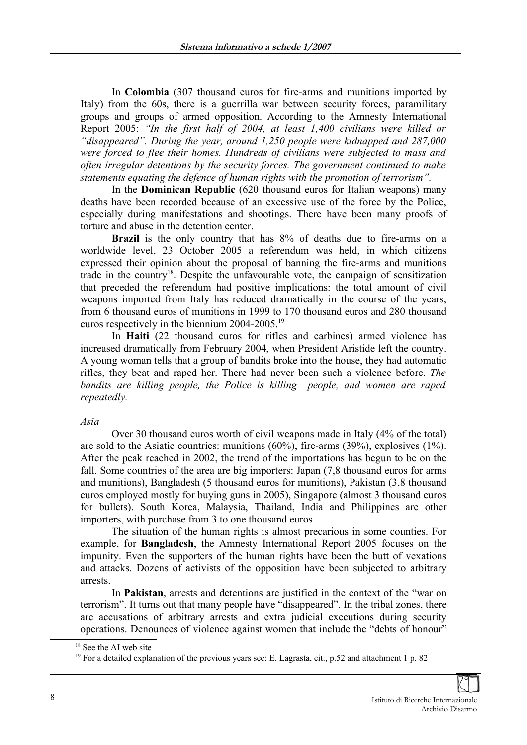In **Colombia** (307 thousand euros for fire-arms and munitions imported by Italy) from the 60s, there is a guerrilla war between security forces, paramilitary groups and groups of armed opposition. According to the Amnesty International Report 2005: *"In the first half of 2004, at least 1,400 civilians were killed or "disappeared". During the year, around 1,250 people were kidnapped and 287,000 were forced to flee their homes. Hundreds of civilians were subjected to mass and often irregular detentions by the security forces. The government continued to make statements equating the defence of human rights with the promotion of terrorism".*

In the **Dominican Republic** (620 thousand euros for Italian weapons) many deaths have been recorded because of an excessive use of the force by the Police, especially during manifestations and shootings. There have been many proofs of torture and abuse in the detention center.

**Brazil** is the only country that has 8% of deaths due to fire-arms on a worldwide level, 23 October 2005 a referendum was held, in which citizens expressed their opinion about the proposal of banning the fire-arms and munitions trade in the country[18]. Despite the unfavourable vote, the campaign of sensitization that preceded the referendum had positive implications: the total amount of civil weapons imported from Italy has reduced dramatically in the course of the years, from 6 thousand euros of munitions in 1999 to 170 thousand euros and 280 thousand euros respectively in the biennium 2004-2005.[19]

In **Haiti** (22 thousand euros for rifles and carbines) armed violence has increased dramatically from February 2004, when President Aristide left the country. A young woman tells that a group of bandits broke into the house, they had automatic rifles, they beat and raped her. There had never been such a violence before. *The bandits are killing people, the Police is killing people, and women are raped repeatedly.*

*Asia*

Over 30 thousand euros worth of civil weapons made in Italy (4% of the total) are sold to the Asiatic countries: munitions (60%), fire-arms (39%), explosives (1%). After the peak reached in 2002, the trend of the importations has begun to be on the fall. Some countries of the area are big importers: Japan (7,8 thousand euros for arms and munitions), Bangladesh (5 thousand euros for munitions), Pakistan (3,8 thousand euros employed mostly for buying guns in 2005), Singapore (almost 3 thousand euros for bullets). South Korea, Malaysia, Thailand, India and Philippines are other importers, with purchase from 3 to one thousand euros.

The situation of the human rights is almost precarious in some counties. For example, for **Bangladesh**, the Amnesty International Report 2005 focuses on the impunity. Even the supporters of the human rights have been the butt of vexations and attacks. Dozens of activists of the opposition have been subjected to arbitrary arrests.

In **Pakistan**, arrests and detentions are justified in the context of the "war on terrorism". It turns out that many people have "disappeared". In the tribal zones, there are accusations of arbitrary arrests and extra judicial executions during security operations. Denounces of violence against women that include the "debts of honour"

[18] See the AI web site

[19] For a detailed explanation of the previous years see: E. Lagrasta, cit., p.52 and attachment 1 p. 82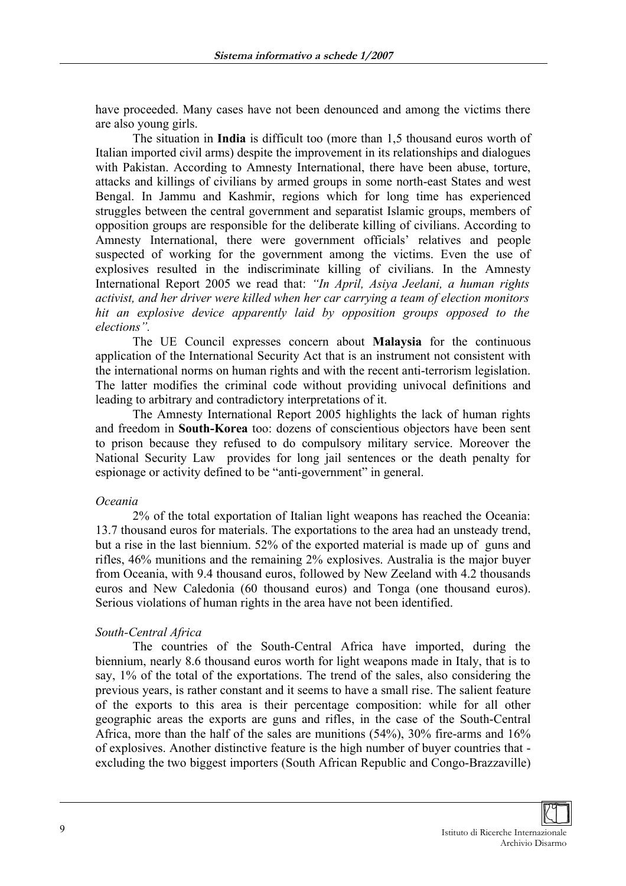have proceeded. Many cases have not been denounced and among the victims there are also young girls.

The situation in **India** is difficult too (more than 1,5 thousand euros worth of Italian imported civil arms) despite the improvement in its relationships and dialogues with Pakistan. According to Amnesty International, there have been abuse, torture, attacks and killings of civilians by armed groups in some north-east States and west Bengal. In Jammu and Kashmir, regions which for long time has experienced struggles between the central government and separatist Islamic groups, members of opposition groups are responsible for the deliberate killing of civilians. According to Amnesty International, there were government officials' relatives and people suspected of working for the government among the victims. Even the use of explosives resulted in the indiscriminate killing of civilians. In the Amnesty International Report 2005 we read that: *"In April, Asiya Jeelani, a human rights activist, and her driver were killed when her car carrying a team of election monitors hit an explosive device apparently laid by opposition groups opposed to the elections".*

The UE Council expresses concern about **Malaysia** for the continuous application of the International Security Act that is an instrument not consistent with the international norms on human rights and with the recent anti-terrorism legislation. The latter modifies the criminal code without providing univocal definitions and leading to arbitrary and contradictory interpretations of it.

The Amnesty International Report 2005 highlights the lack of human rights and freedom in **South-Korea** too: dozens of conscientious objectors have been sent to prison because they refused to do compulsory military service. Moreover the National Security Law provides for long jail sentences or the death penalty for espionage or activity defined to be "anti-government" in general.

*Oceania*

2% of the total exportation of Italian light weapons has reached the Oceania: 13.7 thousand euros for materials. The exportations to the area had an unsteady trend, but a rise in the last biennium. 52% of the exported material is made up of guns and rifles, 46% munitions and the remaining 2% explosives. Australia is the major buyer from Oceania, with 9.4 thousand euros, followed by New Zeeland with 4.2 thousands euros and New Caledonia (60 thousand euros) and Tonga (one thousand euros). Serious violations of human rights in the area have not been identified.

*South-Central Africa*

The countries of the South-Central Africa have imported, during the biennium, nearly 8.6 thousand euros worth for light weapons made in Italy, that is to say, 1% of the total of the exportations. The trend of the sales, also considering the previous years, is rather constant and it seems to have a small rise. The salient feature of the exports to this area is their percentage composition: while for all other geographic areas the exports are guns and rifles, in the case of the South-Central Africa, more than the half of the sales are munitions (54%), 30% fire-arms and 16% of explosives. Another distinctive feature is the high number of buyer countries that - excluding the two biggest importers (South African Republic and Congo-Brazzaville)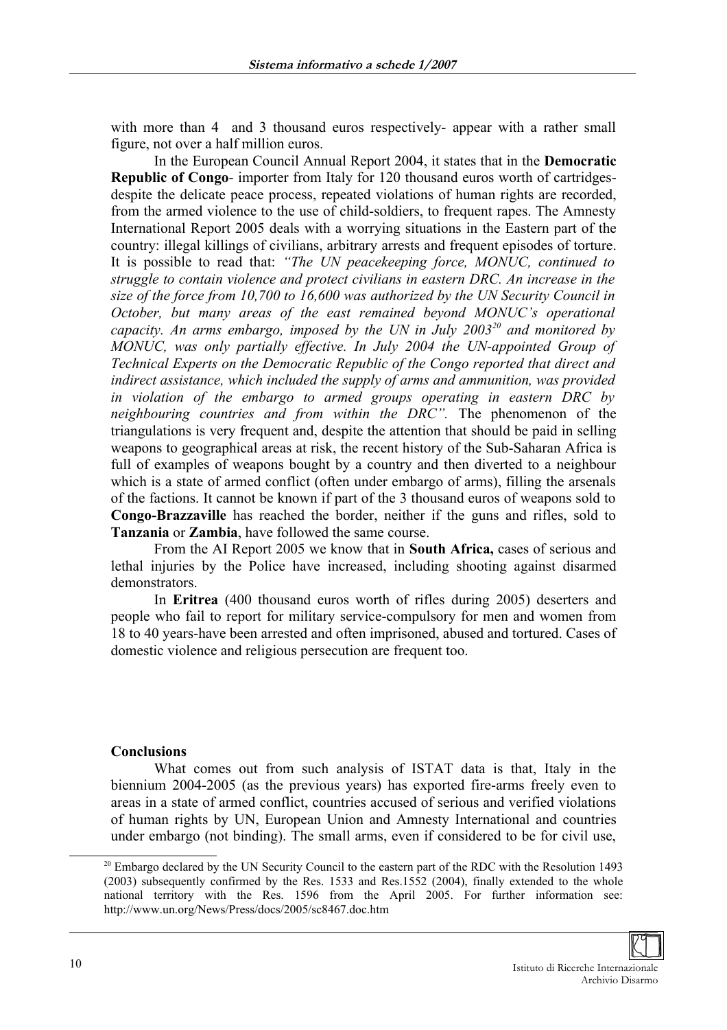with more than 4 and 3 thousand euros respectively- appear with a rather small figure, not over a half million euros.

In the European Council Annual Report 2004, it states that in the **Democratic Republic of Congo**- importer from Italy for 120 thousand euros worth of cartridges- despite the delicate peace process, repeated violations of human rights are recorded, from the armed violence to the use of child-soldiers, to frequent rapes. The Amnesty International Report 2005 deals with a worrying situations in the Eastern part of the country: illegal killings of civilians, arbitrary arrests and frequent episodes of torture. It is possible to read that: *"The UN peacekeeping force, MONUC, continued to struggle to contain violence and protect civilians in eastern DRC. An increase in the size of the force from 10,700 to 16,600 was authorized by the UN Security Council in October, but many areas of the east remained beyond MONUC's operational capacity. An arms embargo, imposed by the UN in July 2003*[20] *and monitored by MONUC, was only partially effective. In July 2004 the UN-appointed Group of Technical Experts on the Democratic Republic of the Congo reported that direct and indirect assistance, which included the supply of arms and ammunition, was provided in violation of the embargo to armed groups operating in eastern DRC by neighbouring countries and from within the DRC".* The phenomenon of the triangulations is very frequent and, despite the attention that should be paid in selling weapons to geographical areas at risk, the recent history of the Sub-Saharan Africa is full of examples of weapons bought by a country and then diverted to a neighbour which is a state of armed conflict (often under embargo of arms), filling the arsenals of the factions. It cannot be known if part of the 3 thousand euros of weapons sold to **Congo-Brazzaville** has reached the border, neither if the guns and rifles, sold to **Tanzania** or **Zambia**, have followed the same course.

From the AI Report 2005 we know that in **South Africa,** cases of serious and lethal injuries by the Police have increased, including shooting against disarmed demonstrators.

In **Eritrea** (400 thousand euros worth of rifles during 2005) deserters and people who fail to report for military service-compulsory for men and women from 18 to 40 years-have been arrested and often imprisoned, abused and tortured. Cases of domestic violence and religious persecution are frequent too.

**Conclusions**

What comes out from such analysis of ISTAT data is that, Italy in the biennium 2004-2005 (as the previous years) has exported fire-arms freely even to areas in a state of armed conflict, countries accused of serious and verified violations of human rights by UN, European Union and Amnesty International and countries under embargo (not binding). The small arms, even if considered to be for civil use,

[20] Embargo declared by the UN Security Council to the eastern part of the RDC with the Resolution 1493 (2003) subsequently confirmed by the Res. 1533 and Res.1552 (2004), finally extended to the whole national territory with the Res. 1596 from the April 2005. For further information see: http://www.un.org/News/Press/docs/2005/sc8467.doc.htm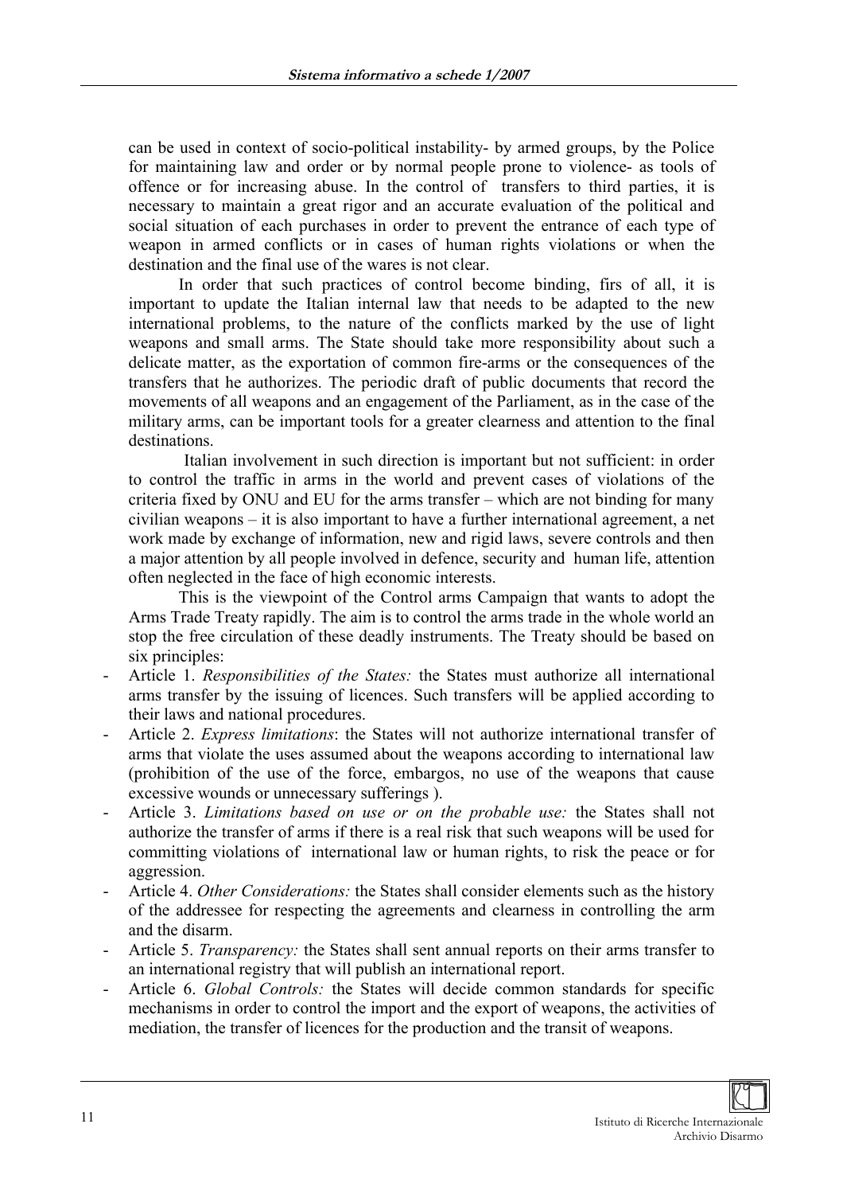can be used in context of socio-political instability- by armed groups, by the Police for maintaining law and order or by normal people prone to violence- as tools of offence or for increasing abuse. In the control of transfers to third parties, it is necessary to maintain a great rigor and an accurate evaluation of the political and social situation of each purchases in order to prevent the entrance of each type of weapon in armed conflicts or in cases of human rights violations or when the destination and the final use of the wares is not clear.

In order that such practices of control become binding, firs of all, it is important to update the Italian internal law that needs to be adapted to the new international problems, to the nature of the conflicts marked by the use of light weapons and small arms. The State should take more responsibility about such a delicate matter, as the exportation of common fire-arms or the consequences of the transfers that he authorizes. The periodic draft of public documents that record the movements of all weapons and an engagement of the Parliament, as in the case of the military arms, can be important tools for a greater clearness and attention to the final destinations.

Italian involvement in such direction is important but not sufficient: in order to control the traffic in arms in the world and prevent cases of violations of the criteria fixed by ONU and EU for the arms transfer – which are not binding for many civilian weapons – it is also important to have a further international agreement, a net work made by exchange of information, new and rigid laws, severe controls and then a major attention by all people involved in defence, security and human life, attention often neglected in the face of high economic interests.

This is the viewpoint of the Control arms Campaign that wants to adopt the Arms Trade Treaty rapidly. The aim is to control the arms trade in the whole world an stop the free circulation of these deadly instruments. The Treaty should be based on six principles:

- Article 1. *Responsibilities of the States:* the States must authorize all international arms transfer by the issuing of licences. Such transfers will be applied according to their laws and national procedures.
- Article 2. *Express limitations*: the States will not authorize international transfer of arms that violate the uses assumed about the weapons according to international law (prohibition of the use of the force, embargos, no use of the weapons that cause excessive wounds or unnecessary sufferings ).
- Article 3. *Limitations based on use or on the probable use:* the States shall not authorize the transfer of arms if there is a real risk that such weapons will be used for committing violations of international law or human rights, to risk the peace or for aggression.
- Article 4. *Other Considerations:* the States shall consider elements such as the history of the addressee for respecting the agreements and clearness in controlling the arm and the disarm.
- Article 5. *Transparency:* the States shall sent annual reports on their arms transfer to an international registry that will publish an international report.
- Article 6. *Global Controls:* the States will decide common standards for specific mechanisms in order to control the import and the export of weapons, the activities of mediation, the transfer of licences for the production and the transit of weapons.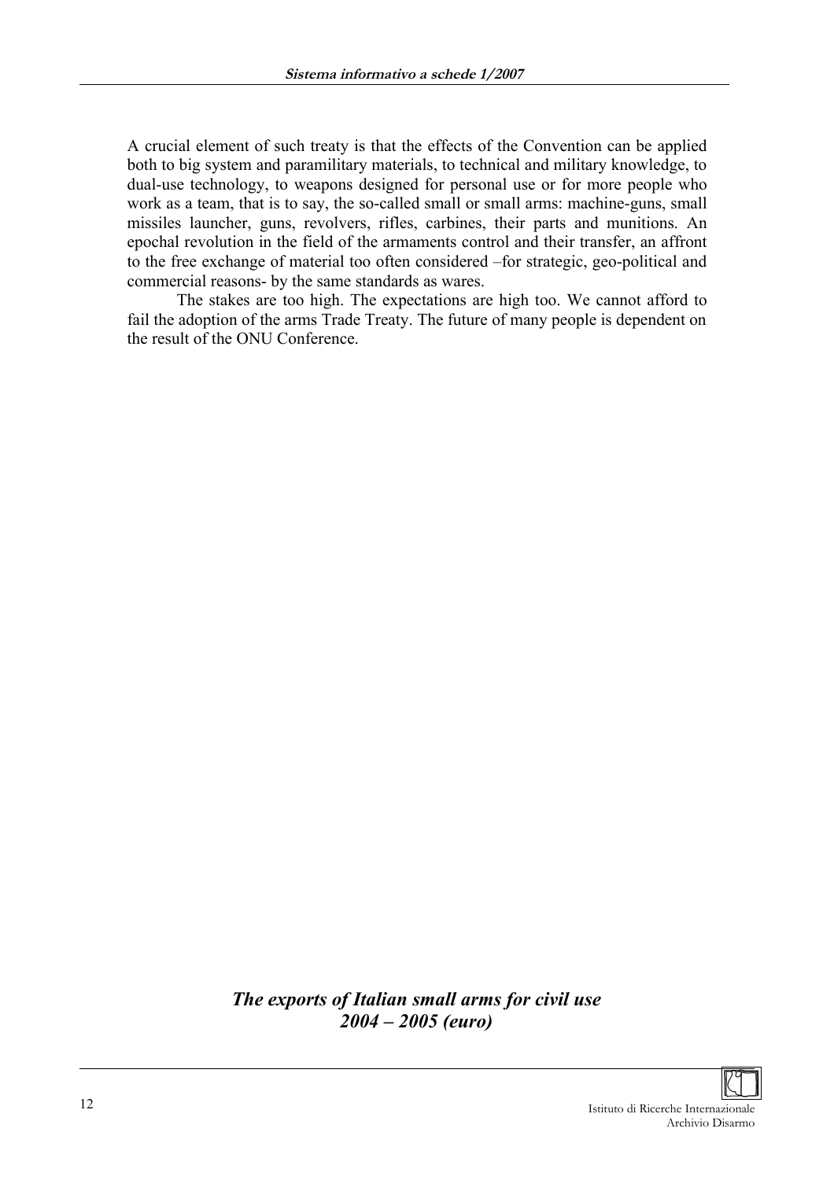A crucial element of such treaty is that the effects of the Convention can be applied both to big system and paramilitary materials, to technical and military knowledge, to dual-use technology, to weapons designed for personal use or for more people who work as a team, that is to say, the so-called small or small arms: machine-guns, small missiles launcher, guns, revolvers, rifles, carbines, their parts and munitions. An epochal revolution in the field of the armaments control and their transfer, an affront to the free exchange of material too often considered –for strategic, geo-political and commercial reasons- by the same standards as wares.

The stakes are too high. The expectations are high too. We cannot afford to fail the adoption of the arms Trade Treaty. The future of many people is dependent on the result of the ONU Conference.

## *The exports of Italian small arms for civil use 2004 – 2005 (euro)*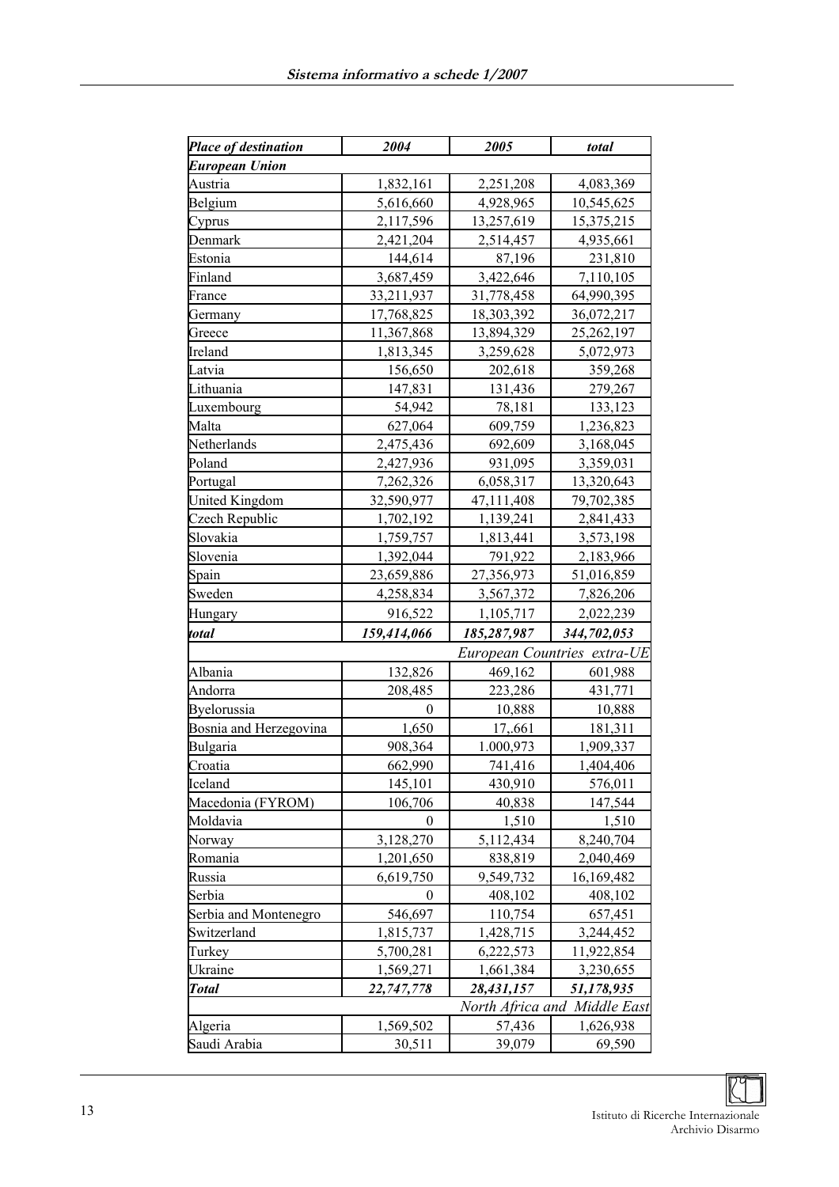| *Place of destination* | *2004* | *2005* | *total* |
|---|---|---|---|
| ***European Union*** | | | |
| Austria | 1,832,161 | 2,251,208 | 4,083,369 |
| Belgium | 5,616,660 | 4,928,965 | 10,545,625 |
| Cyprus | 2,117,596 | 13,257,619 | 15,375,215 |
| Denmark | 2,421,204 | 2,514,457 | 4,935,661 |
| Estonia | 144,614 | 87,196 | 231,810 |
| Finland | 3,687,459 | 3,422,646 | 7,110,105 |
| France | 33,211,937 | 31,778,458 | 64,990,395 |
| Germany | 17,768,825 | 18,303,392 | 36,072,217 |
| Greece | 11,367,868 | 13,894,329 | 25,262,197 |
| Ireland | 1,813,345 | 3,259,628 | 5,072,973 |
| Latvia | 156,650 | 202,618 | 359,268 |
| Lithuania | 147,831 | 131,436 | 279,267 |
| Luxembourg | 54,942 | 78,181 | 133,123 |
| Malta | 627,064 | 609,759 | 1,236,823 |
| Netherlands | 2,475,436 | 692,609 | 3,168,045 |
| Poland | 2,427,936 | 931,095 | 3,359,031 |
| Portugal | 7,262,326 | 6,058,317 | 13,320,643 |
| United Kingdom | 32,590,977 | 47,111,408 | 79,702,385 |
| Czech Republic | 1,702,192 | 1,139,241 | 2,841,433 |
| Slovakia | 1,759,757 | 1,813,441 | 3,573,198 |
| Slovenia | 1,392,044 | 791,922 | 2,183,966 |
| Spain | 23,659,886 | 27,356,973 | 51,016,859 |
| Sweden | 4,258,834 | 3,567,372 | 7,826,206 |
| Hungary | 916,522 | 1,105,717 | 2,022,239 |
| ***total*** | ***159,414,066*** | ***185,287,987*** | ***344,702,053*** |
| | | *European Countries extra-UE* | |
| Albania | 132,826 | 469,162 | 601,988 |
| Andorra | 208,485 | 223,286 | 431,771 |
| Byelorussia | 0 | 10,888 | 10,888 |
| Bosnia and Herzegovina | 1,650 | 17,.661 | 181,311 |
| Bulgaria | 908,364 | 1.000,973 | 1,909,337 |
| Croatia | 662,990 | 741,416 | 1,404,406 |
| Iceland | 145,101 | 430,910 | 576,011 |
| Macedonia (FYROM) | 106,706 | 40,838 | 147,544 |
| Moldavia | 0 | 1,510 | 1,510 |
| Norway | 3,128,270 | 5,112,434 | 8,240,704 |
| Romania | 1,201,650 | 838,819 | 2,040,469 |
| Russia | 6,619,750 | 9,549,732 | 16,169,482 |
| Serbia | 0 | 408,102 | 408,102 |
| Serbia and Montenegro | 546,697 | 110,754 | 657,451 |
| Switzerland | 1,815,737 | 1,428,715 | 3,244,452 |
| Turkey | 5,700,281 | 6,222,573 | 11,922,854 |
| Ukraine | 1,569,271 | 1,661,384 | 3,230,655 |
| ***Total*** | ***22,747,778*** | ***28,431,157*** | ***51,178,935*** |
| | | *North Africa and Middle East* | |
| Algeria | 1,569,502 | 57,436 | 1,626,938 |
| Saudi Arabia | 30,511 | 39,079 | 69,590 |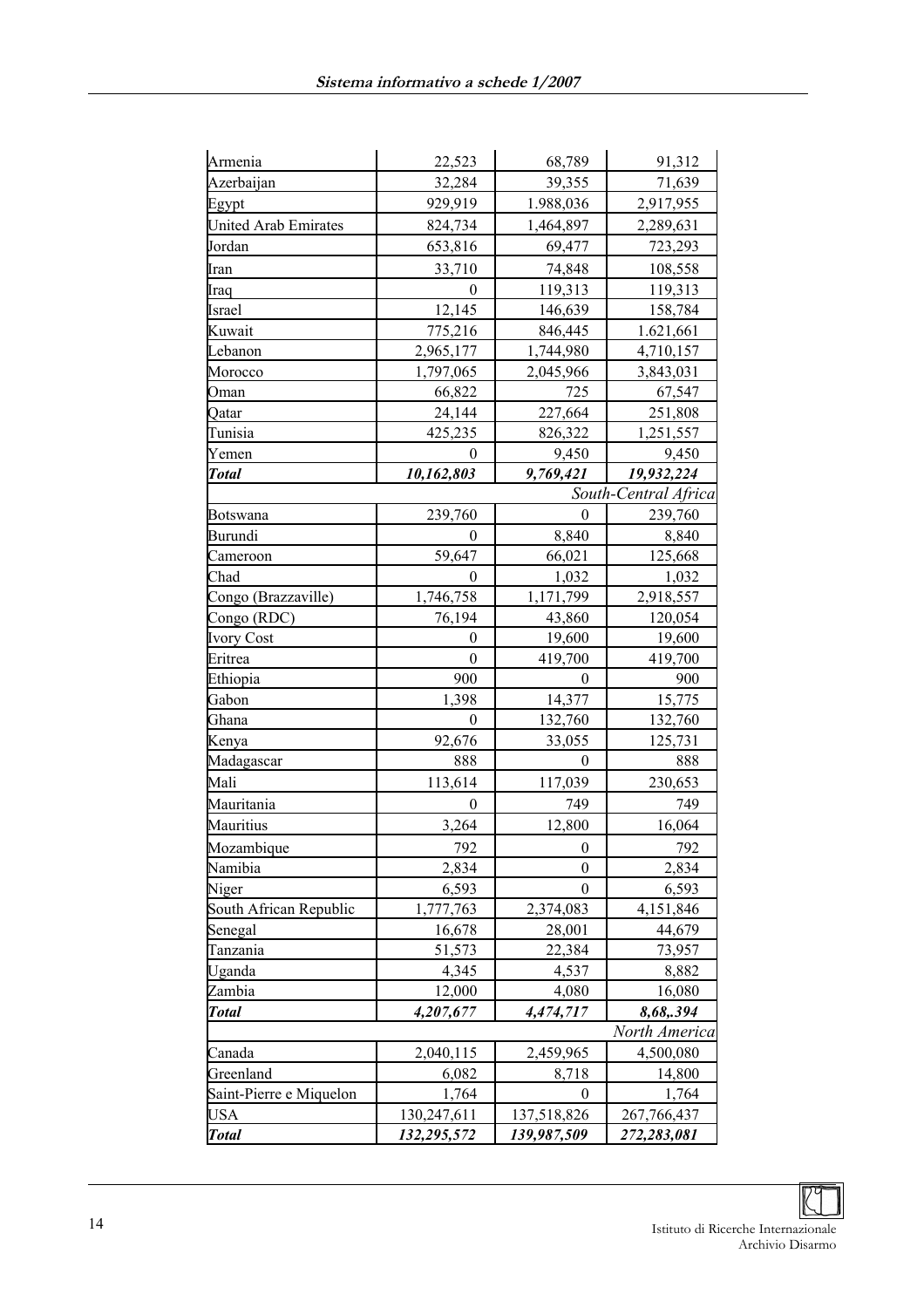| | | | |
|---|---|---|---|
| Armenia | 22,523 | 68,789 | 91,312 |
| Azerbaijan | 32,284 | 39,355 | 71,639 |
| Egypt | 929,919 | 1.988,036 | 2,917,955 |
| United Arab Emirates | 824,734 | 1,464,897 | 2,289,631 |
| Jordan | 653,816 | 69,477 | 723,293 |
| Iran | 33,710 | 74,848 | 108,558 |
| Iraq | 0 | 119,313 | 119,313 |
| Israel | 12,145 | 146,639 | 158,784 |
| Kuwait | 775,216 | 846,445 | 1.621,661 |
| Lebanon | 2,965,177 | 1,744,980 | 4,710,157 |
| Morocco | 1,797,065 | 2,045,966 | 3,843,031 |
| Oman | 66,822 | 725 | 67,547 |
| Qatar | 24,144 | 227,664 | 251,808 |
| Tunisia | 425,235 | 826,322 | 1,251,557 |
| Yemen | 0 | 9,450 | 9,450 |
| ***Total*** | ***10,162,803*** | ***9,769,421*** | ***19,932,224*** |
| | | | *South-Central Africa* |
| Botswana | 239,760 | 0 | 239,760 |
| Burundi | 0 | 8,840 | 8,840 |
| Cameroon | 59,647 | 66,021 | 125,668 |
| Chad | 0 | 1,032 | 1,032 |
| Congo (Brazzaville) | 1,746,758 | 1,171,799 | 2,918,557 |
| Congo (RDC) | 76,194 | 43,860 | 120,054 |
| Ivory Cost | 0 | 19,600 | 19,600 |
| Eritrea | 0 | 419,700 | 419,700 |
| Ethiopia | 900 | 0 | 900 |
| Gabon | 1,398 | 14,377 | 15,775 |
| Ghana | 0 | 132,760 | 132,760 |
| Kenya | 92,676 | 33,055 | 125,731 |
| Madagascar | 888 | 0 | 888 |
| Mali | 113,614 | 117,039 | 230,653 |
| Mauritania | 0 | 749 | 749 |
| Mauritius | 3,264 | 12,800 | 16,064 |
| Mozambique | 792 | 0 | 792 |
| Namibia | 2,834 | 0 | 2,834 |
| Niger | 6,593 | 0 | 6,593 |
| South African Republic | 1,777,763 | 2,374,083 | 4,151,846 |
| Senegal | 16,678 | 28,001 | 44,679 |
| Tanzania | 51,573 | 22,384 | 73,957 |
| Uganda | 4,345 | 4,537 | 8,882 |
| Zambia | 12,000 | 4,080 | 16,080 |
| ***Total*** | ***4,207,677*** | ***4,474,717*** | ***8,68,.394*** |
| | | | *North America* |
| Canada | 2,040,115 | 2,459,965 | 4,500,080 |
| Greenland | 6,082 | 8,718 | 14,800 |
| Saint-Pierre e Miquelon | 1,764 | 0 | 1,764 |
| USA | 130,247,611 | 137,518,826 | 267,766,437 |
| ***Total*** | ***132,295,572*** | ***139,987,509*** | ***272,283,081*** |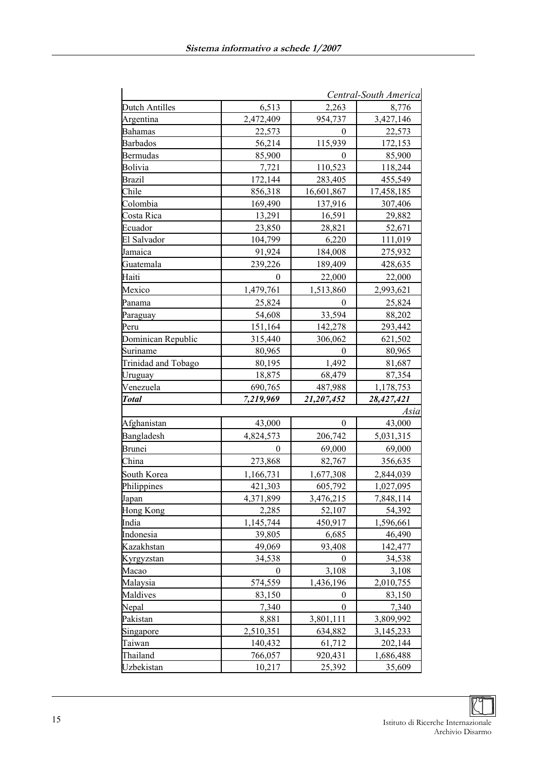| | | | Central-South America |
|---|---|---|---|
| Dutch Antilles | 6,513 | 2,263 | 8,776 |
| Argentina | 2,472,409 | 954,737 | 3,427,146 |
| Bahamas | 22,573 | 0 | 22,573 |
| Barbados | 56,214 | 115,939 | 172,153 |
| Bermudas | 85,900 | 0 | 85,900 |
| Bolivia | 7,721 | 110,523 | 118,244 |
| Brazil | 172,144 | 283,405 | 455,549 |
| Chile | 856,318 | 16,601,867 | 17,458,185 |
| Colombia | 169,490 | 137,916 | 307,406 |
| Costa Rica | 13,291 | 16,591 | 29,882 |
| Ecuador | 23,850 | 28,821 | 52,671 |
| El Salvador | 104,799 | 6,220 | 111,019 |
| Jamaica | 91,924 | 184,008 | 275,932 |
| Guatemala | 239,226 | 189,409 | 428,635 |
| Haiti | 0 | 22,000 | 22,000 |
| Mexico | 1,479,761 | 1,513,860 | 2,993,621 |
| Panama | 25,824 | 0 | 25,824 |
| Paraguay | 54,608 | 33,594 | 88,202 |
| Peru | 151,164 | 142,278 | 293,442 |
| Dominican Republic | 315,440 | 306,062 | 621,502 |
| Suriname | 80,965 | 0 | 80,965 |
| Trinidad and Tobago | 80,195 | 1,492 | 81,687 |
| Uruguay | 18,875 | 68,479 | 87,354 |
| Venezuela | 690,765 | 487,988 | 1,178,753 |
| ***Total*** | ***7,219,969*** | ***21,207,452*** | ***28,427,421*** |
| | | | *Asia* |
| Afghanistan | 43,000 | 0 | 43,000 |
| Bangladesh | 4,824,573 | 206,742 | 5,031,315 |
| Brunei | 0 | 69,000 | 69,000 |
| China | 273,868 | 82,767 | 356,635 |
| South Korea | 1,166,731 | 1,677,308 | 2,844,039 |
| Philippines | 421,303 | 605,792 | 1,027,095 |
| Japan | 4,371,899 | 3,476,215 | 7,848,114 |
| Hong Kong | 2,285 | 52,107 | 54,392 |
| India | 1,145,744 | 450,917 | 1,596,661 |
| Indonesia | 39,805 | 6,685 | 46,490 |
| Kazakhstan | 49,069 | 93,408 | 142,477 |
| Kyrgyzstan | 34,538 | 0 | 34,538 |
| Macao | 0 | 3,108 | 3,108 |
| Malaysia | 574,559 | 1,436,196 | 2,010,755 |
| Maldives | 83,150 | 0 | 83,150 |
| Nepal | 7,340 | 0 | 7,340 |
| Pakistan | 8,881 | 3,801,111 | 3,809,992 |
| Singapore | 2,510,351 | 634,882 | 3,145,233 |
| Taiwan | 140,432 | 61,712 | 202,144 |
| Thailand | 766,057 | 920,431 | 1,686,488 |
| Uzbekistan | 10,217 | 25,392 | 35,609 |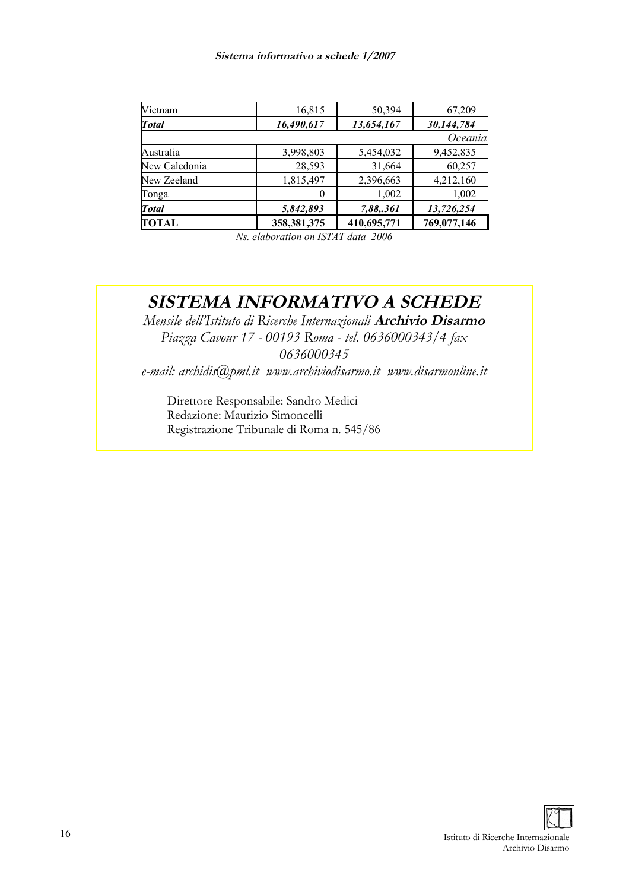| | | | |
|---|---|---|---|
| Vietnam | 16,815 | 50,394 | 67,209 |
| ***Total*** | ***16,490,617*** | ***13,654,167*** | ***30,144,784*** |
| | | | *Oceania* |
| Australia | 3,998,803 | 5,454,032 | 9,452,835 |
| New Caledonia | 28,593 | 31,664 | 60,257 |
| New Zeeland | 1,815,497 | 2,396,663 | 4,212,160 |
| Tonga | 0 | 1,002 | 1,002 |
| ***Total*** | ***5,842,893*** | ***7,88,.361*** | ***13,726,254*** |
| **TOTAL** | **358,381,375** | **410,695,771** | **769,077,146** |

*Ns. elaboration on ISTAT data 2006*

## SISTEMA INFORMATIVO A SCHEDE

*Mensile dell'Istituto di Ricerche Internazionali* **Archivio Disarmo**

*Piazza Cavour 17 - 00193 Roma - tel. 0636000343/4 fax 0636000345*

*e-mail: archidis@pml.it www.archiviodisarmo.it www.disarmonline.it*

Direttore Responsabile: Sandro Medici
Redazione: Maurizio Simoncelli
Registrazione Tribunale di Roma n. 545/86